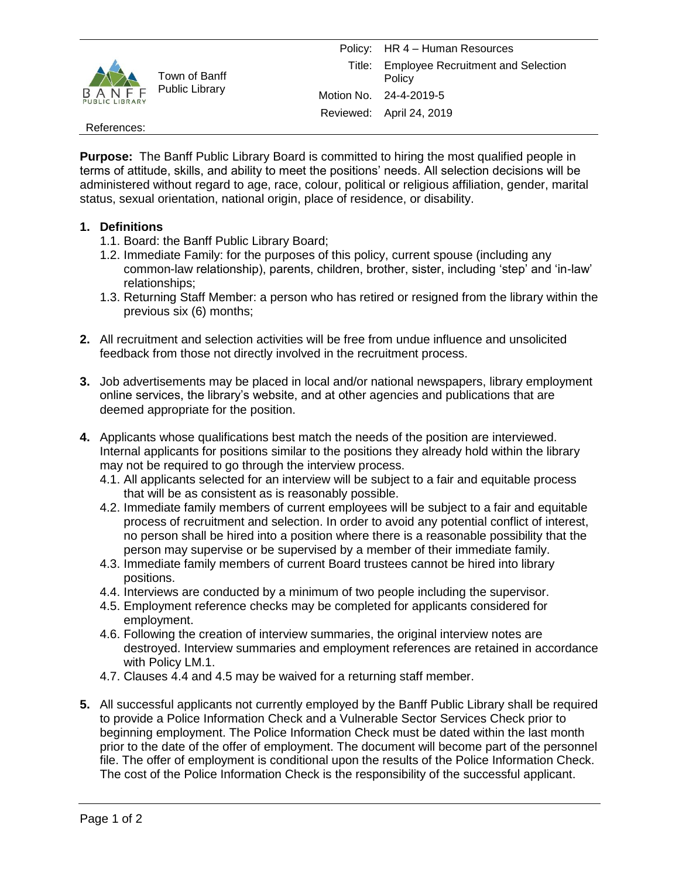| Town of Banff Public Library | | |
|---|---|---|
| | Policy: | HR 4 – Human Resources |
| | Title: | Employee Recruitment and Selection Policy |
| | Motion No. | 24-4-2019-5 |
| | Reviewed: | April 24, 2019 |

References:

**Purpose:** The Banff Public Library Board is committed to hiring the most qualified people in terms of attitude, skills, and ability to meet the positions' needs. All selection decisions will be administered without regard to age, race, colour, political or religious affiliation, gender, marital status, sexual orientation, national origin, place of residence, or disability.

**1. Definitions**

1.1. Board: the Banff Public Library Board;

1.2. Immediate Family: for the purposes of this policy, current spouse (including any common-law relationship), parents, children, brother, sister, including 'step' and 'in-law' relationships;

1.3. Returning Staff Member: a person who has retired or resigned from the library within the previous six (6) months;

**2.** All recruitment and selection activities will be free from undue influence and unsolicited feedback from those not directly involved in the recruitment process.

**3.** Job advertisements may be placed in local and/or national newspapers, library employment online services, the library's website, and at other agencies and publications that are deemed appropriate for the position.

**4.** Applicants whose qualifications best match the needs of the position are interviewed. Internal applicants for positions similar to the positions they already hold within the library may not be required to go through the interview process.

4.1. All applicants selected for an interview will be subject to a fair and equitable process that will be as consistent as is reasonably possible.

4.2. Immediate family members of current employees will be subject to a fair and equitable process of recruitment and selection. In order to avoid any potential conflict of interest, no person shall be hired into a position where there is a reasonable possibility that the person may supervise or be supervised by a member of their immediate family.

4.3. Immediate family members of current Board trustees cannot be hired into library positions.

4.4. Interviews are conducted by a minimum of two people including the supervisor.

4.5. Employment reference checks may be completed for applicants considered for employment.

4.6. Following the creation of interview summaries, the original interview notes are destroyed. Interview summaries and employment references are retained in accordance with Policy LM.1.

4.7. Clauses 4.4 and 4.5 may be waived for a returning staff member.

**5.** All successful applicants not currently employed by the Banff Public Library shall be required to provide a Police Information Check and a Vulnerable Sector Services Check prior to beginning employment. The Police Information Check must be dated within the last month prior to the date of the offer of employment. The document will become part of the personnel file. The offer of employment is conditional upon the results of the Police Information Check. The cost of the Police Information Check is the responsibility of the successful applicant.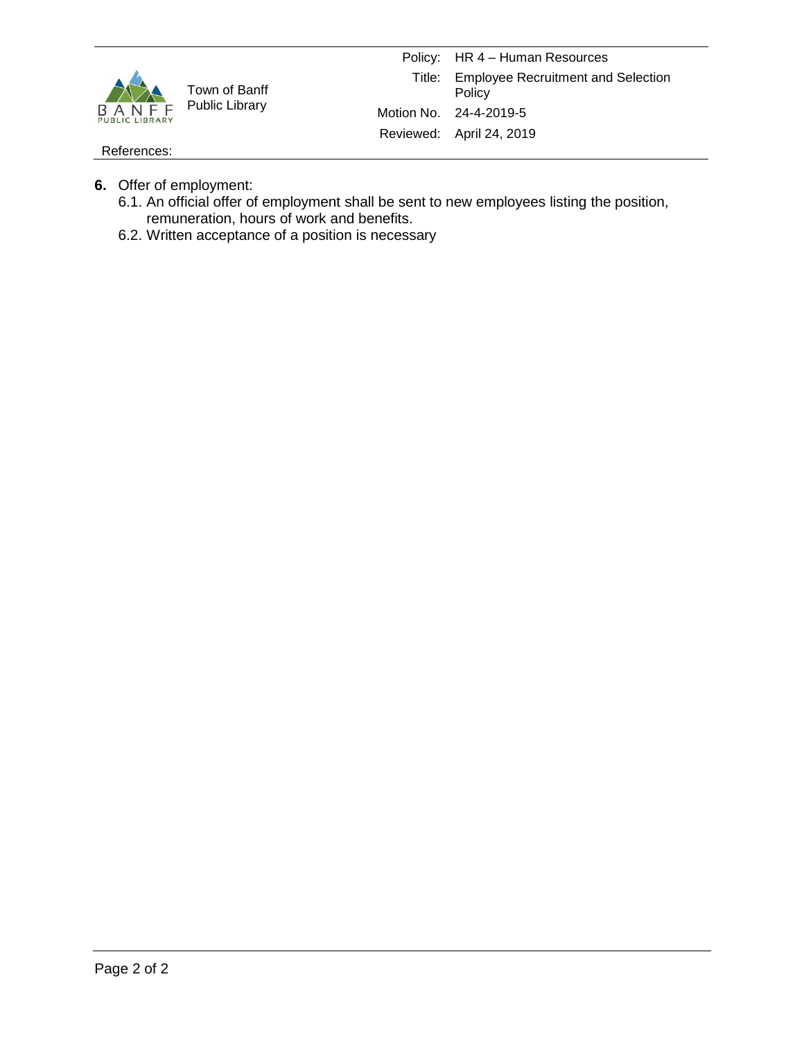6. Offer of employment:
    6.1. An official offer of employment shall be sent to new employees listing the position, remuneration, hours of work and benefits.
    6.2. Written acceptance of a position is necessary